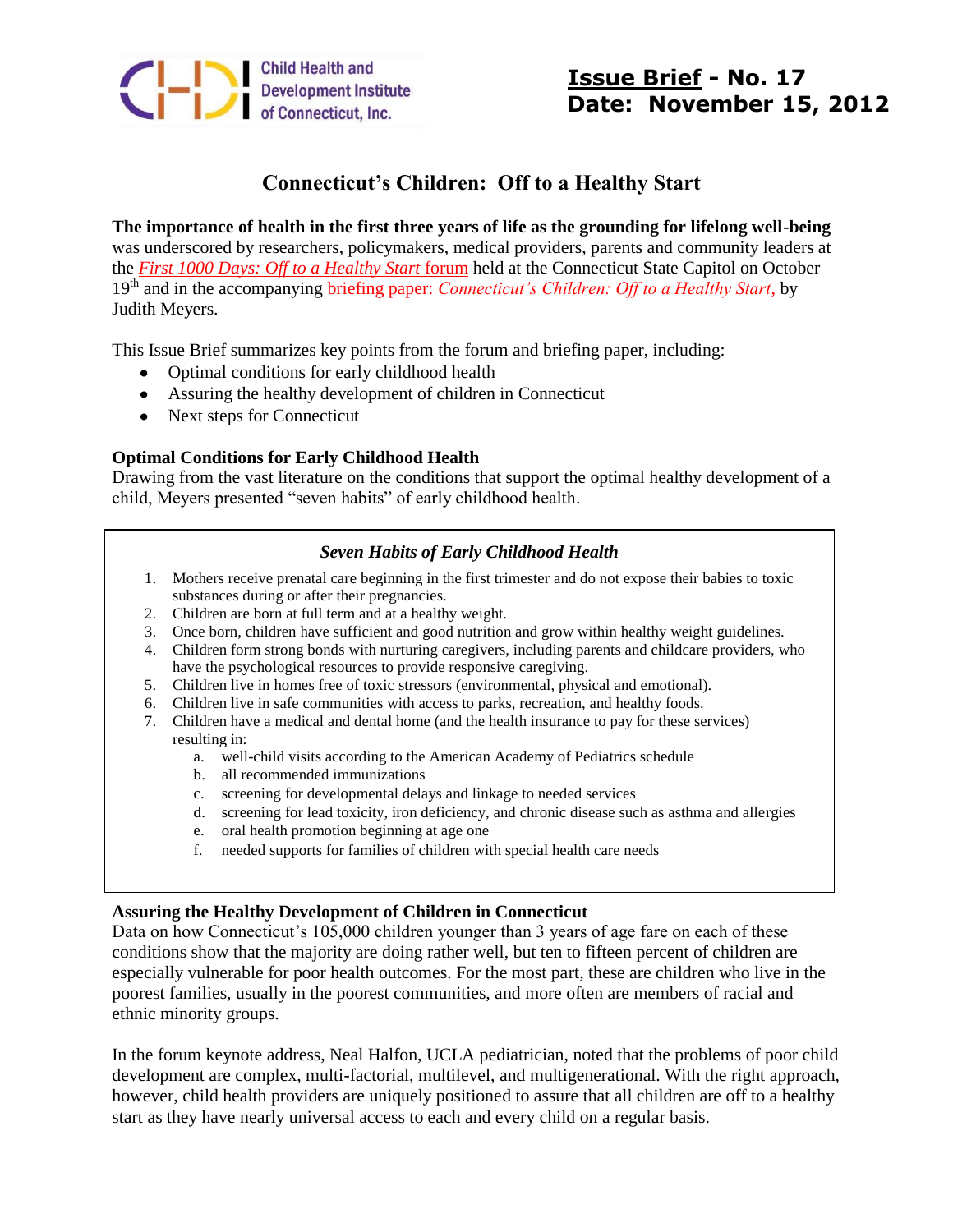Child Health and Development Institute of Connecticut, Inc.

**Issue Brief - No. 17**
**Date: November 15, 2012**

# Connecticut's Children: Off to a Healthy Start

**The importance of health in the first three years of life as the grounding for lifelong well-being** was underscored by researchers, policymakers, medical providers, parents and community leaders at the *First 1000 Days: Off to a Healthy Start* forum held at the Connecticut State Capitol on October 19th and in the accompanying briefing paper: *Connecticut's Children: Off to a Healthy Start*, by Judith Meyers.

This Issue Brief summarizes key points from the forum and briefing paper, including:

- Optimal conditions for early childhood health
- Assuring the healthy development of children in Connecticut
- Next steps for Connecticut

### Optimal Conditions for Early Childhood Health

Drawing from the vast literature on the conditions that support the optimal healthy development of a child, Meyers presented "seven habits" of early childhood health.

***Seven Habits of Early Childhood Health***

1. Mothers receive prenatal care beginning in the first trimester and do not expose their babies to toxic substances during or after their pregnancies.
2. Children are born at full term and at a healthy weight.
3. Once born, children have sufficient and good nutrition and grow within healthy weight guidelines.
4. Children form strong bonds with nurturing caregivers, including parents and childcare providers, who have the psychological resources to provide responsive caregiving.
5. Children live in homes free of toxic stressors (environmental, physical and emotional).
6. Children live in safe communities with access to parks, recreation, and healthy foods.
7. Children have a medical and dental home (and the health insurance to pay for these services) resulting in:
   a. well-child visits according to the American Academy of Pediatrics schedule
   b. all recommended immunizations
   c. screening for developmental delays and linkage to needed services
   d. screening for lead toxicity, iron deficiency, and chronic disease such as asthma and allergies
   e. oral health promotion beginning at age one
   f. needed supports for families of children with special health care needs

### Assuring the Healthy Development of Children in Connecticut

Data on how Connecticut's 105,000 children younger than 3 years of age fare on each of these conditions show that the majority are doing rather well, but ten to fifteen percent of children are especially vulnerable for poor health outcomes. For the most part, these are children who live in the poorest families, usually in the poorest communities, and more often are members of racial and ethnic minority groups.

In the forum keynote address, Neal Halfon, UCLA pediatrician, noted that the problems of poor child development are complex, multi-factorial, multilevel, and multigenerational. With the right approach, however, child health providers are uniquely positioned to assure that all children are off to a healthy start as they have nearly universal access to each and every child on a regular basis.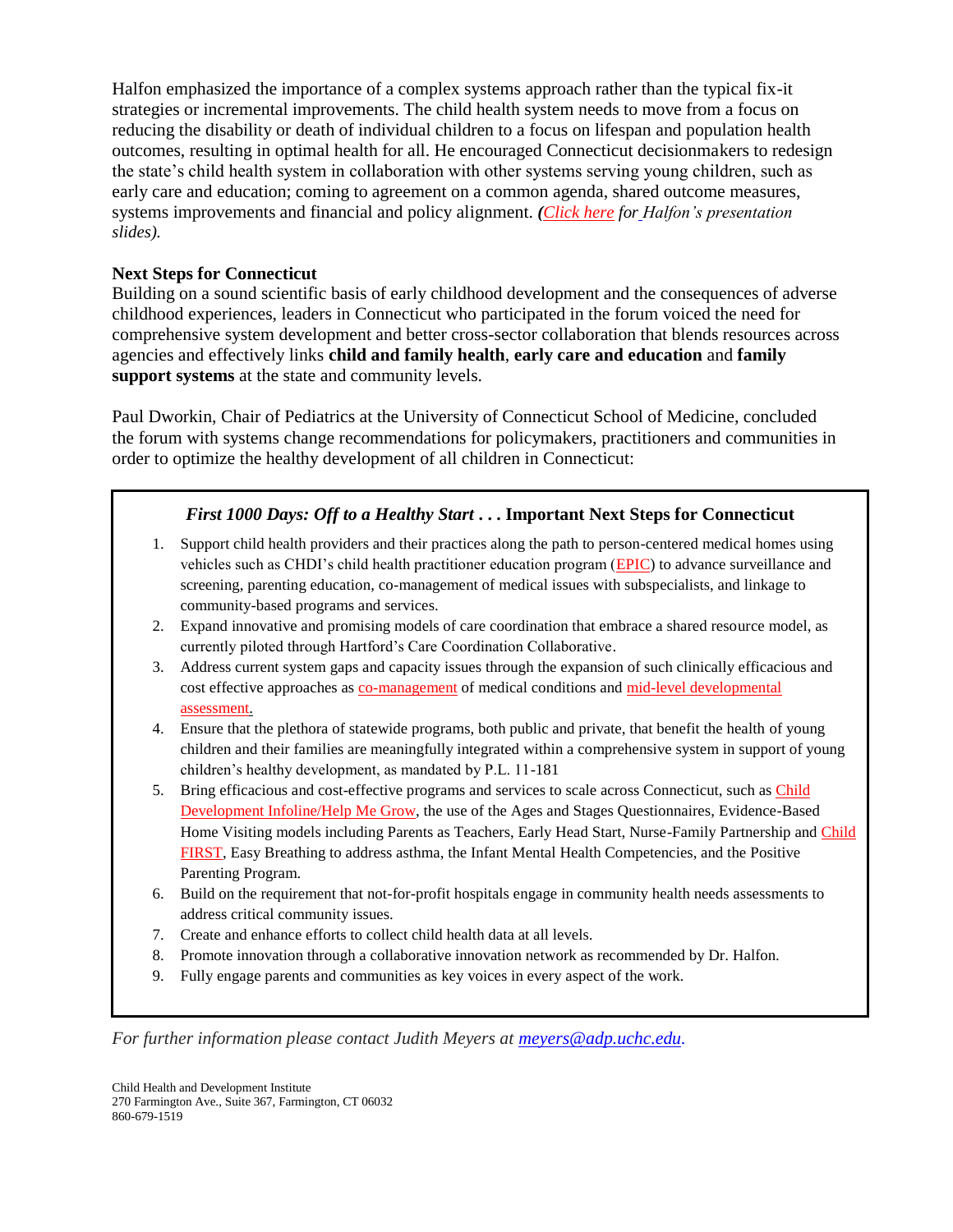Halfon emphasized the importance of a complex systems approach rather than the typical fix-it strategies or incremental improvements. The child health system needs to move from a focus on reducing the disability or death of individual children to a focus on lifespan and population health outcomes, resulting in optimal health for all. He encouraged Connecticut decisionmakers to redesign the state's child health system in collaboration with other systems serving young children, such as early care and education; coming to agreement on a common agenda, shared outcome measures, systems improvements and financial and policy alignment. *(Click here for Halfon's presentation slides).*

**Next Steps for Connecticut**

Building on a sound scientific basis of early childhood development and the consequences of adverse childhood experiences, leaders in Connecticut who participated in the forum voiced the need for comprehensive system development and better cross-sector collaboration that blends resources across agencies and effectively links **child and family health**, **early care and education** and **family support systems** at the state and community levels.

Paul Dworkin, Chair of Pediatrics at the University of Connecticut School of Medicine, concluded the forum with systems change recommendations for policymakers, practitioners and communities in order to optimize the healthy development of all children in Connecticut:

### *First 1000 Days: Off to a Healthy Start* . . . Important Next Steps for Connecticut

1. Support child health providers and their practices along the path to person-centered medical homes using vehicles such as CHDI's child health practitioner education program (EPIC) to advance surveillance and screening, parenting education, co-management of medical issues with subspecialists, and linkage to community-based programs and services.
2. Expand innovative and promising models of care coordination that embrace a shared resource model, as currently piloted through Hartford's Care Coordination Collaborative.
3. Address current system gaps and capacity issues through the expansion of such clinically efficacious and cost effective approaches as co-management of medical conditions and mid-level developmental assessment.
4. Ensure that the plethora of statewide programs, both public and private, that benefit the health of young children and their families are meaningfully integrated within a comprehensive system in support of young children's healthy development, as mandated by P.L. 11-181
5. Bring efficacious and cost-effective programs and services to scale across Connecticut, such as Child Development Infoline/Help Me Grow, the use of the Ages and Stages Questionnaires, Evidence-Based Home Visiting models including Parents as Teachers, Early Head Start, Nurse-Family Partnership and Child FIRST, Easy Breathing to address asthma, the Infant Mental Health Competencies, and the Positive Parenting Program.
6. Build on the requirement that not-for-profit hospitals engage in community health needs assessments to address critical community issues.
7. Create and enhance efforts to collect child health data at all levels.
8. Promote innovation through a collaborative innovation network as recommended by Dr. Halfon.
9. Fully engage parents and communities as key voices in every aspect of the work.

*For further information please contact Judith Meyers at meyers@adp.uchc.edu.*

Child Health and Development Institute
270 Farmington Ave., Suite 367, Farmington, CT 06032
860-679-1519